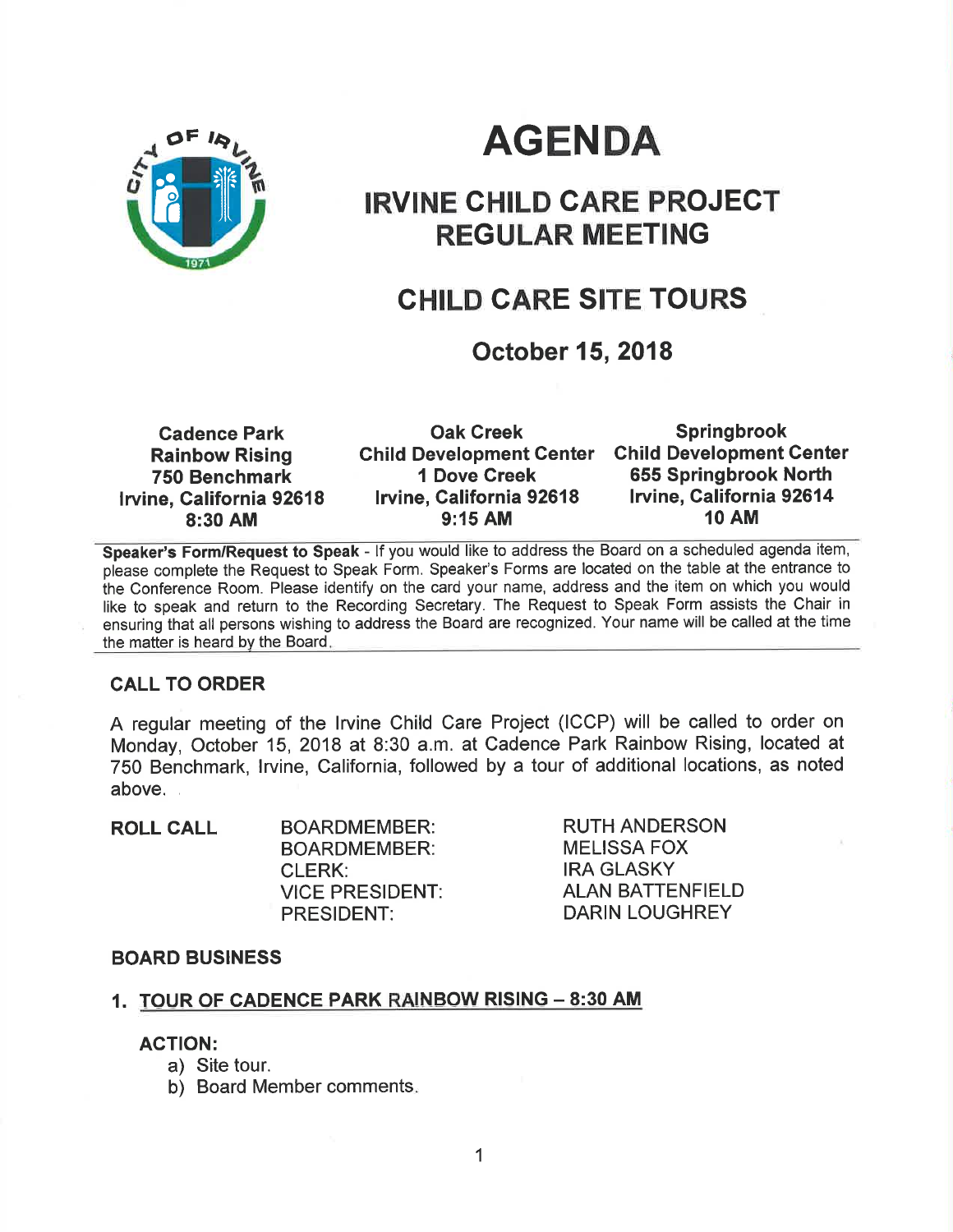# AGENDA

## IRVINE CHILD CARE PROJECT REGULAR MEETING

## CHILD CARE SITE TOURS

### October 15, 2018

| Cadence Park Rainbow Rising | Oak Creek Child Development Center | Springbrook Child Development Center |
|---|---|---|
| 750 Benchmark | 1 Dove Creek | 655 Springbrook North |
| Irvine, California 92618 | Irvine, California 92618 | Irvine, California 92614 |
| 8:30 AM | 9:15 AM | 10 AM |

**Speaker's Form/Request to Speak** - If you would like to address the Board on a scheduled agenda item, please complete the Request to Speak Form. Speaker's Forms are located on the table at the entrance to the Conference Room. Please identify on the card your name, address and the item on which you would like to speak and return to the Recording Secretary. The Request to Speak Form assists the Chair in ensuring that all persons wishing to address the Board are recognized. Your name will be called at the time the matter is heard by the Board.

## CALL TO ORDER

A regular meeting of the Irvine Child Care Project (ICCP) will be called to order on Monday, October 15, 2018 at 8:30 a.m. at Cadence Park Rainbow Rising, located at 750 Benchmark, Irvine, California, followed by a tour of additional locations, as noted above.

**ROLL CALL**

| | |
|---|---|
| BOARDMEMBER: | RUTH ANDERSON |
| BOARDMEMBER: | MELISSA FOX |
| CLERK: | IRA GLASKY |
| VICE PRESIDENT: | ALAN BATTENFIELD |
| PRESIDENT: | DARIN LOUGHREY |

## BOARD BUSINESS

1. **TOUR OF CADENCE PARK RAINBOW RISING – 8:30 AM**

   **ACTION:**
   a) Site tour.
   b) Board Member comments.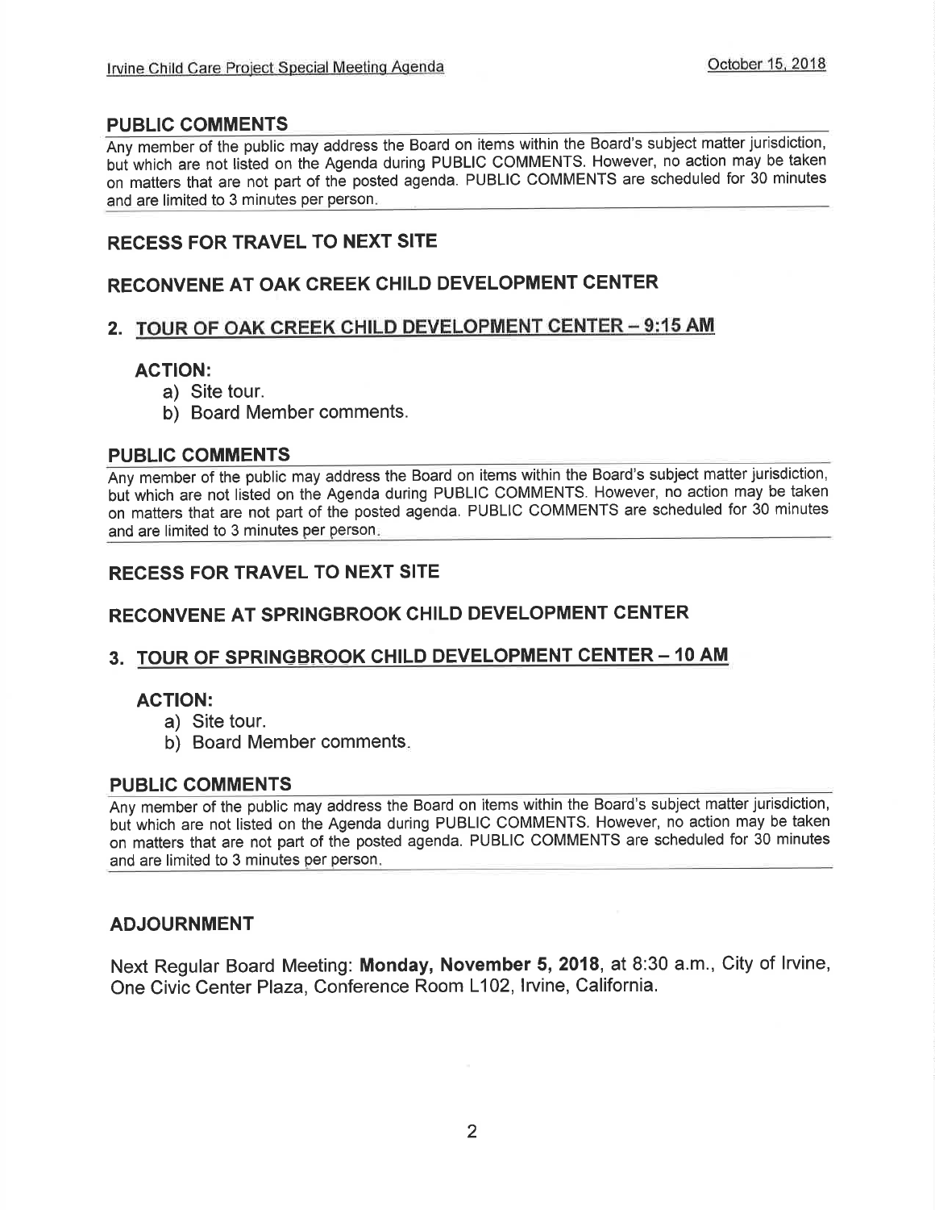## PUBLIC COMMENTS

Any member of the public may address the Board on items within the Board's subject matter jurisdiction, but which are not listed on the Agenda during PUBLIC COMMENTS. However, no action may be taken on matters that are not part of the posted agenda. PUBLIC COMMENTS are scheduled for 30 minutes and are limited to 3 minutes per person.

## RECESS FOR TRAVEL TO NEXT SITE

## RECONVENE AT OAK CREEK CHILD DEVELOPMENT CENTER

## 2. TOUR OF OAK CREEK CHILD DEVELOPMENT CENTER – 9:15 AM

**ACTION:**

a) Site tour.
b) Board Member comments.

## PUBLIC COMMENTS

Any member of the public may address the Board on items within the Board's subject matter jurisdiction, but which are not listed on the Agenda during PUBLIC COMMENTS. However, no action may be taken on matters that are not part of the posted agenda. PUBLIC COMMENTS are scheduled for 30 minutes and are limited to 3 minutes per person.

## RECESS FOR TRAVEL TO NEXT SITE

## RECONVENE AT SPRINGBROOK CHILD DEVELOPMENT CENTER

## 3. TOUR OF SPRINGBROOK CHILD DEVELOPMENT CENTER – 10 AM

**ACTION:**

a) Site tour.
b) Board Member comments.

## PUBLIC COMMENTS

Any member of the public may address the Board on items within the Board's subject matter jurisdiction, but which are not listed on the Agenda during PUBLIC COMMENTS. However, no action may be taken on matters that are not part of the posted agenda. PUBLIC COMMENTS are scheduled for 30 minutes and are limited to 3 minutes per person.

## ADJOURNMENT

Next Regular Board Meeting: **Monday, November 5, 2018**, at 8:30 a.m., City of Irvine, One Civic Center Plaza, Conference Room L102, Irvine, California.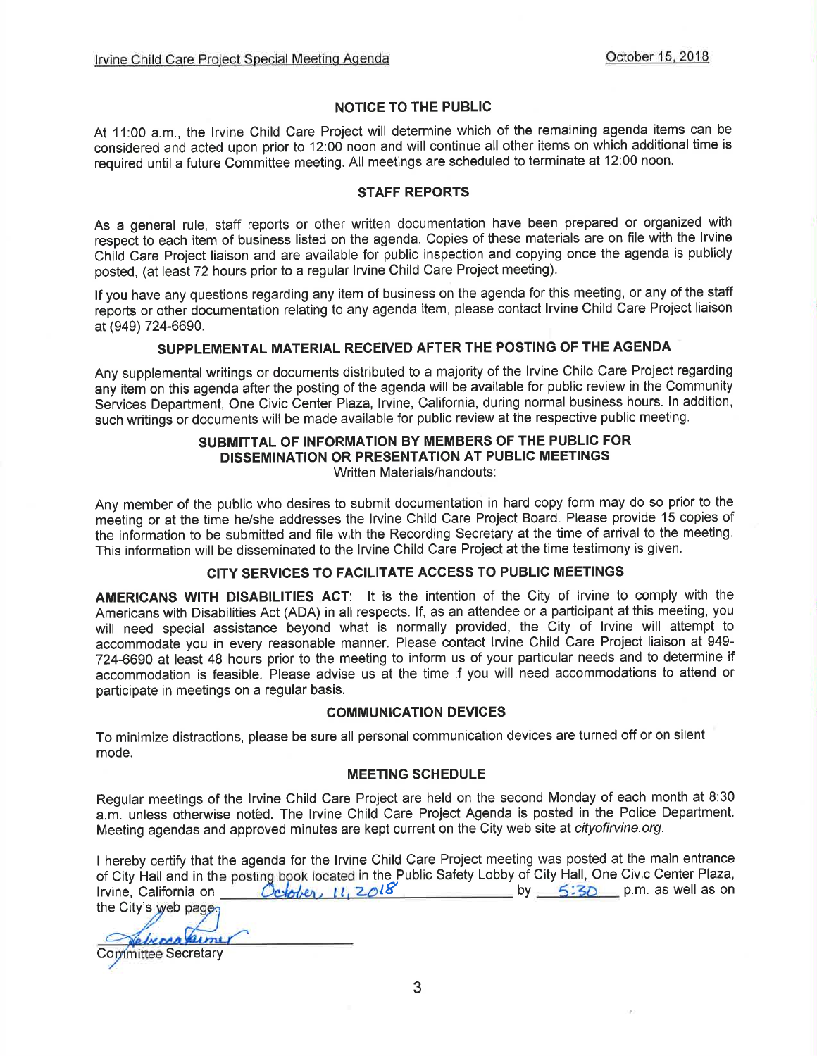## NOTICE TO THE PUBLIC

At 11:00 a.m., the Irvine Child Care Project will determine which of the remaining agenda items can be considered and acted upon prior to 12:00 noon and will continue all other items on which additional time is required until a future Committee meeting. All meetings are scheduled to terminate at 12:00 noon.

## STAFF REPORTS

As a general rule, staff reports or other written documentation have been prepared or organized with respect to each item of business listed on the agenda. Copies of these materials are on file with the Irvine Child Care Project liaison and are available for public inspection and copying once the agenda is publicly posted, (at least 72 hours prior to a regular Irvine Child Care Project meeting).

If you have any questions regarding any item of business on the agenda for this meeting, or any of the staff reports or other documentation relating to any agenda item, please contact Irvine Child Care Project liaison at (949) 724-6690.

## SUPPLEMENTAL MATERIAL RECEIVED AFTER THE POSTING OF THE AGENDA

Any supplemental writings or documents distributed to a majority of the Irvine Child Care Project regarding any item on this agenda after the posting of the agenda will be available for public review in the Community Services Department, One Civic Center Plaza, Irvine, California, during normal business hours. In addition, such writings or documents will be made available for public review at the respective public meeting.

## SUBMITTAL OF INFORMATION BY MEMBERS OF THE PUBLIC FOR DISSEMINATION OR PRESENTATION AT PUBLIC MEETINGS

Written Materials/handouts:

Any member of the public who desires to submit documentation in hard copy form may do so prior to the meeting or at the time he/she addresses the Irvine Child Care Project Board. Please provide 15 copies of the information to be submitted and file with the Recording Secretary at the time of arrival to the meeting. This information will be disseminated to the Irvine Child Care Project at the time testimony is given.

## CITY SERVICES TO FACILITATE ACCESS TO PUBLIC MEETINGS

**AMERICANS WITH DISABILITIES ACT**: It is the intention of the City of Irvine to comply with the Americans with Disabilities Act (ADA) in all respects. If, as an attendee or a participant at this meeting, you will need special assistance beyond what is normally provided, the City of Irvine will attempt to accommodate you in every reasonable manner. Please contact Irvine Child Care Project liaison at 949-724-6690 at least 48 hours prior to the meeting to inform us of your particular needs and to determine if accommodation is feasible. Please advise us at the time if you will need accommodations to attend or participate in meetings on a regular basis.

## COMMUNICATION DEVICES

To minimize distractions, please be sure all personal communication devices are turned off or on silent mode.

## MEETING SCHEDULE

Regular meetings of the Irvine Child Care Project are held on the second Monday of each month at 8:30 a.m. unless otherwise noted. The Irvine Child Care Project Agenda is posted in the Police Department. Meeting agendas and approved minutes are kept current on the City web site at *cityofirvine.org*.

I hereby certify that the agenda for the Irvine Child Care Project meeting was posted at the main entrance of City Hall and in the posting book located in the Public Safety Lobby of City Hall, One Civic Center Plaza, Irvine, California on October 11, 2018 by 5:30 p.m. as well as on the City's web page.

Rebecca Aumer

Committee Secretary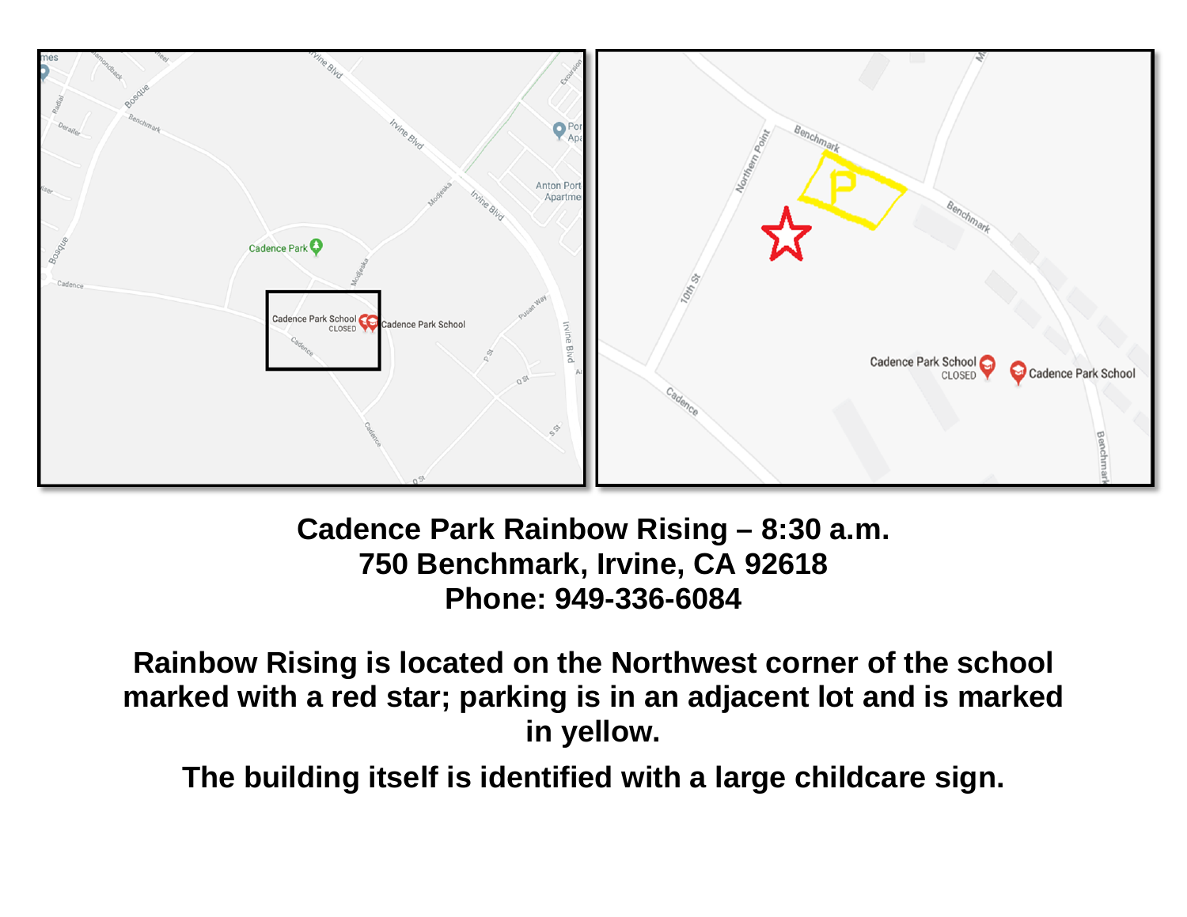**Cadence Park Rainbow Rising – 8:30 a.m.**
**750 Benchmark, Irvine, CA 92618**
**Phone: 949-336-6084**

**Rainbow Rising is located on the Northwest corner of the school marked with a red star; parking is in an adjacent lot and is marked in yellow.**

**The building itself is identified with a large childcare sign.**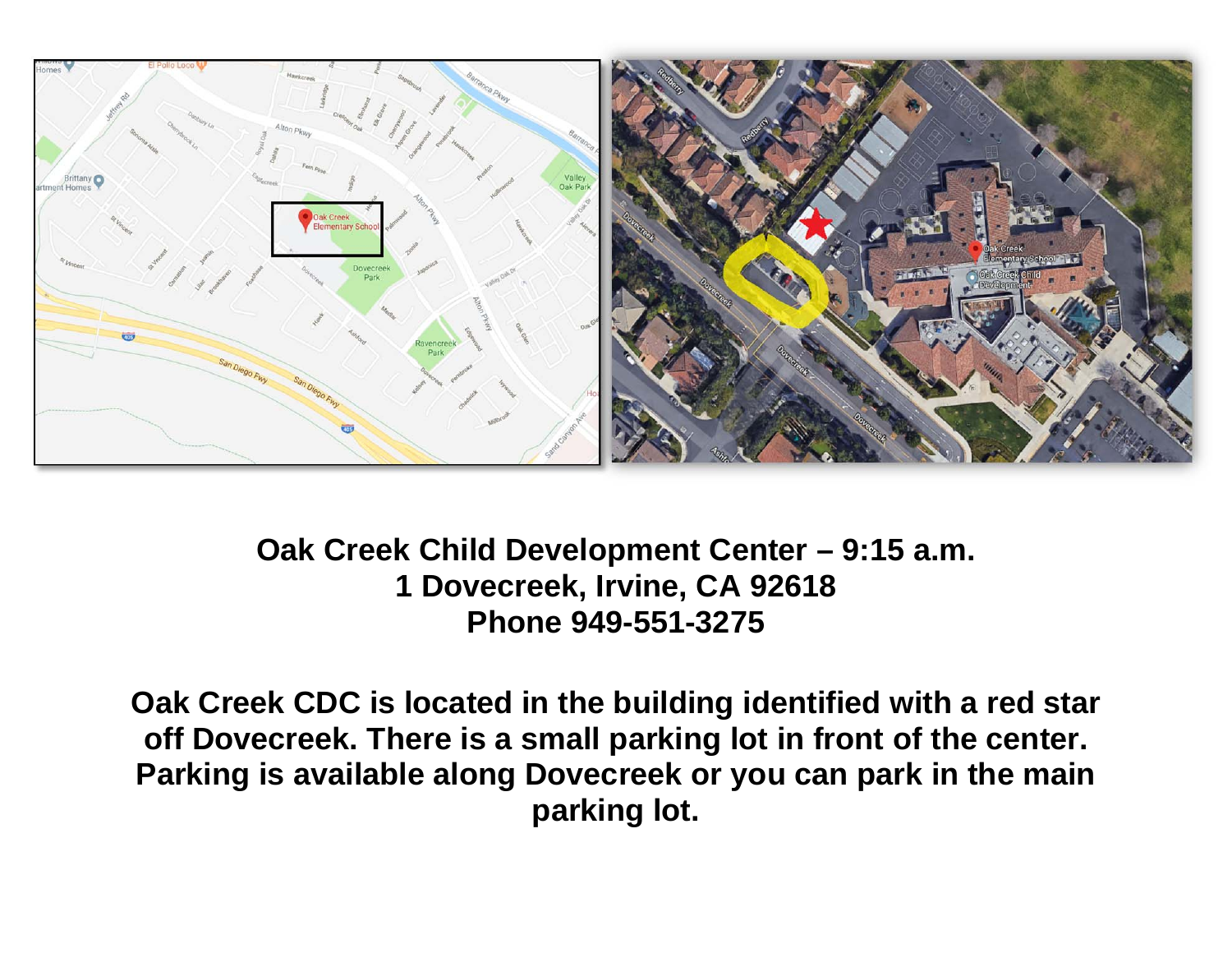**Oak Creek Child Development Center – 9:15 a.m.**
**1 Dovecreek, Irvine, CA 92618**
**Phone 949-551-3275**

**Oak Creek CDC is located in the building identified with a red star off Dovecreek. There is a small parking lot in front of the center. Parking is available along Dovecreek or you can park in the main parking lot.**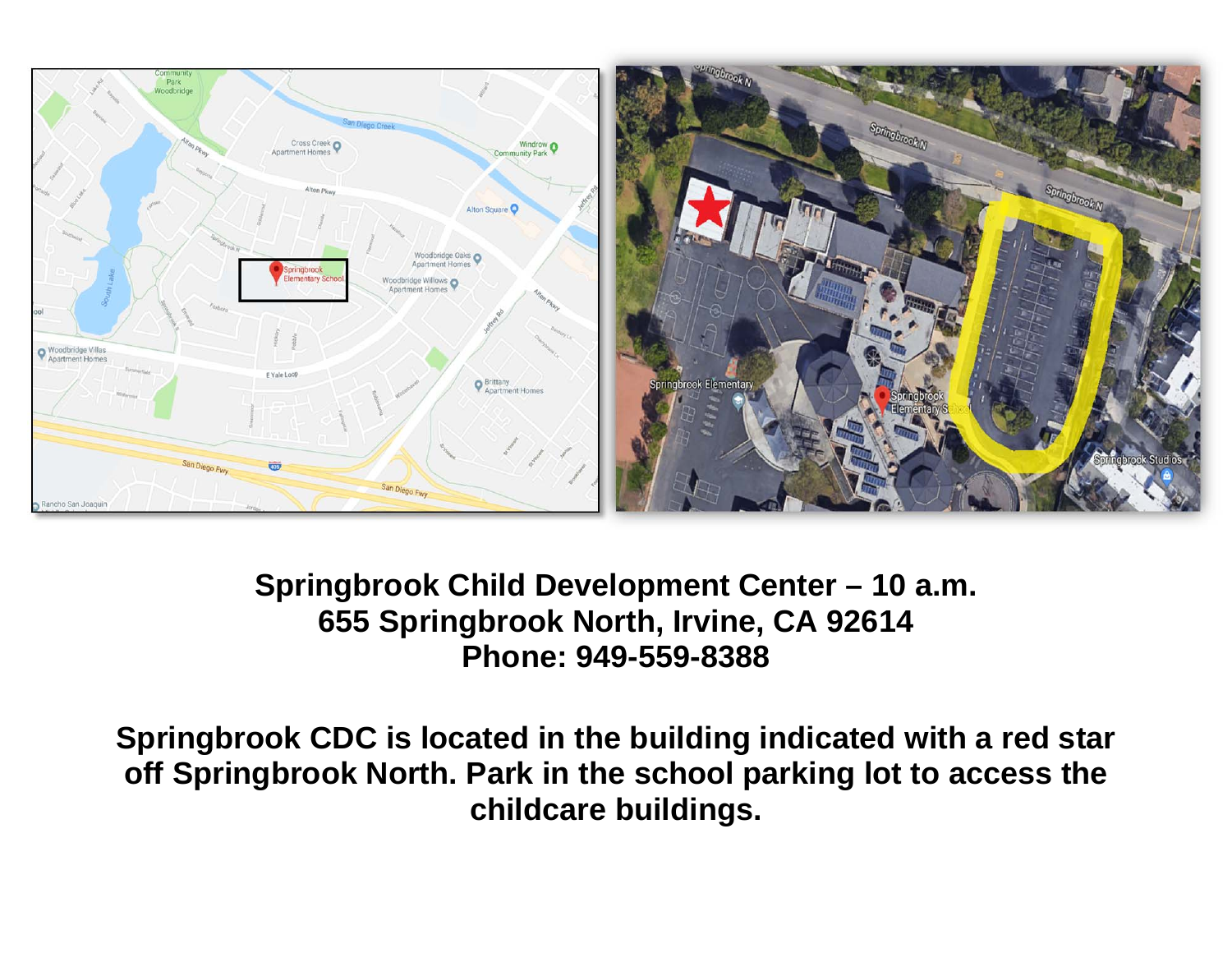**Springbrook Child Development Center – 10 a.m.**
**655 Springbrook North, Irvine, CA 92614**
**Phone: 949-559-8388**

**Springbrook CDC is located in the building indicated with a red star off Springbrook North. Park in the school parking lot to access the childcare buildings.**